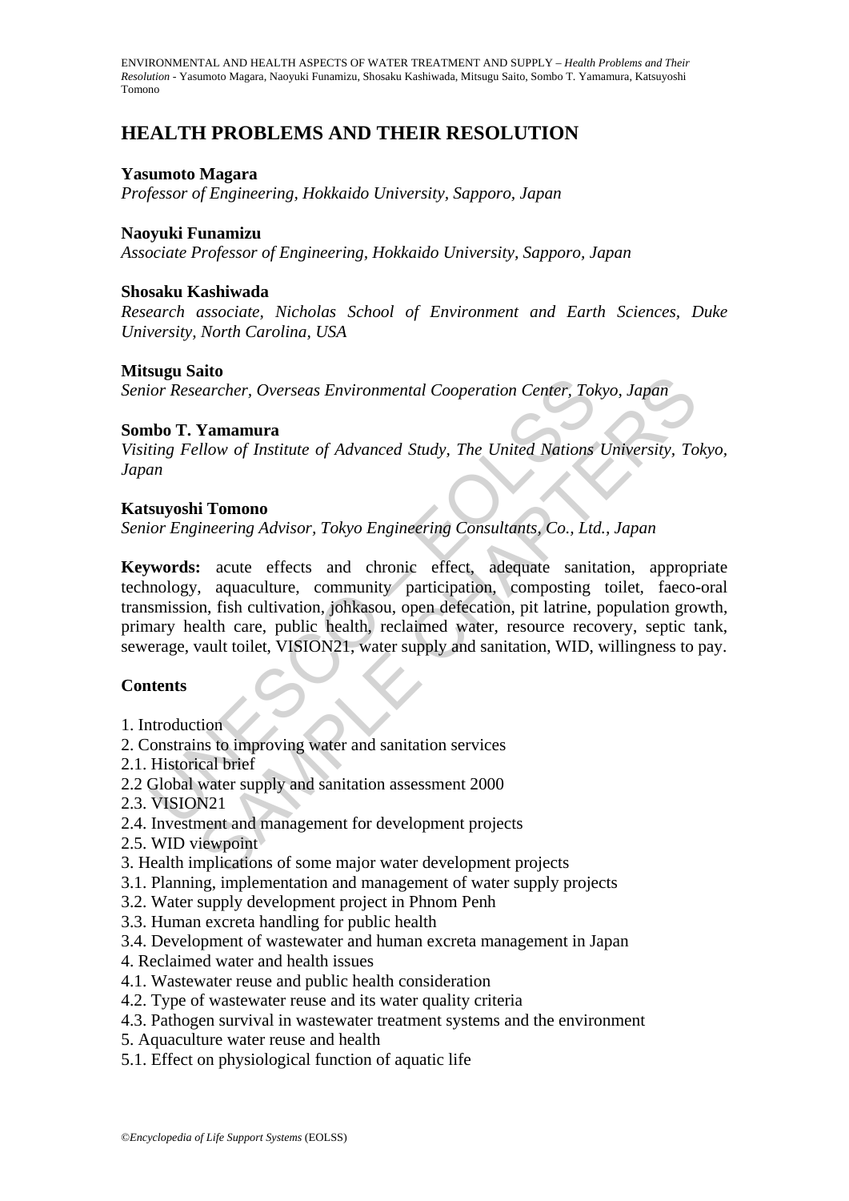# HEALTH PROBLEMS AND THEIR RESOLUTION

**Yasumoto Magara**
*Professor of Engineering, Hokkaido University, Sapporo, Japan*

**Naoyuki Funamizu**
*Associate Professor of Engineering, Hokkaido University, Sapporo, Japan*

**Shosaku Kashiwada**
*Research associate, Nicholas School of Environment and Earth Sciences, Duke University, North Carolina, USA*

**Mitsugu Saito**
*Senior Researcher, Overseas Environmental Cooperation Center, Tokyo, Japan*

**Sombo T. Yamamura**
*Visiting Fellow of Institute of Advanced Study, The United Nations University, Tokyo, Japan*

**Katsuyoshi Tomono**
*Senior Engineering Advisor, Tokyo Engineering Consultants, Co., Ltd., Japan*

**Keywords:** acute effects and chronic effect, adequate sanitation, appropriate technology, aquaculture, community participation, composting toilet, faeco-oral transmission, fish cultivation, johkasou, open defecation, pit latrine, population growth, primary health care, public health, reclaimed water, resource recovery, septic tank, sewerage, vault toilet, VISION21, water supply and sanitation, WID, willingness to pay.

## Contents

1. Introduction
2. Constrains to improving water and sanitation services
2.1. Historical brief
2.2 Global water supply and sanitation assessment 2000
2.3. VISION21
2.4. Investment and management for development projects
2.5. WID viewpoint
3. Health implications of some major water development projects
3.1. Planning, implementation and management of water supply projects
3.2. Water supply development project in Phnom Penh
3.3. Human excreta handling for public health
3.4. Development of wastewater and human excreta management in Japan
4. Reclaimed water and health issues
4.1. Wastewater reuse and public health consideration
4.2. Type of wastewater reuse and its water quality criteria
4.3. Pathogen survival in wastewater treatment systems and the environment
5. Aquaculture water reuse and health
5.1. Effect on physiological function of aquatic life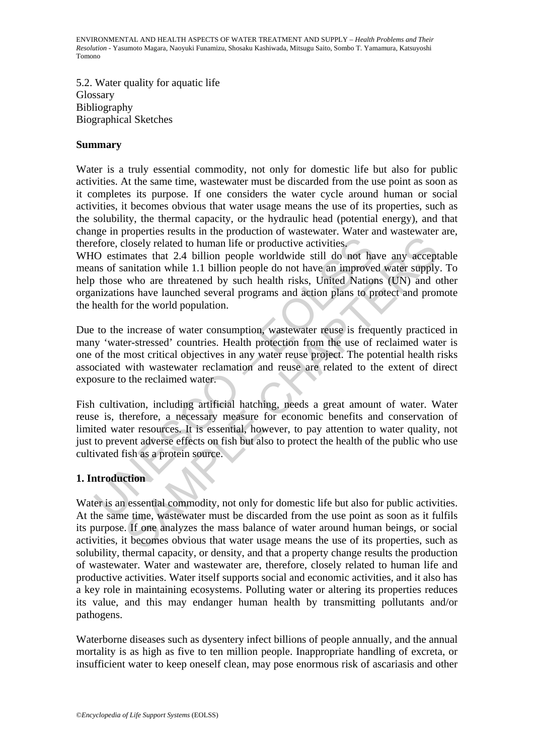5.2. Water quality for aquatic life
Glossary
Bibliography
Biographical Sketches

## Summary

Water is a truly essential commodity, not only for domestic life but also for public activities. At the same time, wastewater must be discarded from the use point as soon as it completes its purpose. If one considers the water cycle around human or social activities, it becomes obvious that water usage means the use of its properties, such as the solubility, the thermal capacity, or the hydraulic head (potential energy), and that change in properties results in the production of wastewater. Water and wastewater are, therefore, closely related to human life or productive activities.
WHO estimates that 2.4 billion people worldwide still do not have any acceptable means of sanitation while 1.1 billion people do not have an improved water supply. To help those who are threatened by such health risks, United Nations (UN) and other organizations have launched several programs and action plans to protect and promote the health for the world population.

Due to the increase of water consumption, wastewater reuse is frequently practiced in many 'water-stressed' countries. Health protection from the use of reclaimed water is one of the most critical objectives in any water reuse project. The potential health risks associated with wastewater reclamation and reuse are related to the extent of direct exposure to the reclaimed water.

Fish cultivation, including artificial hatching, needs a great amount of water. Water reuse is, therefore, a necessary measure for economic benefits and conservation of limited water resources. It is essential, however, to pay attention to water quality, not just to prevent adverse effects on fish but also to protect the health of the public who use cultivated fish as a protein source.

## 1. Introduction

Water is an essential commodity, not only for domestic life but also for public activities. At the same time, wastewater must be discarded from the use point as soon as it fulfils its purpose. If one analyzes the mass balance of water around human beings, or social activities, it becomes obvious that water usage means the use of its properties, such as solubility, thermal capacity, or density, and that a property change results the production of wastewater. Water and wastewater are, therefore, closely related to human life and productive activities. Water itself supports social and economic activities, and it also has a key role in maintaining ecosystems. Polluting water or altering its properties reduces its value, and this may endanger human health by transmitting pollutants and/or pathogens.

Waterborne diseases such as dysentery infect billions of people annually, and the annual mortality is as high as five to ten million people. Inappropriate handling of excreta, or insufficient water to keep oneself clean, may pose enormous risk of ascariasis and other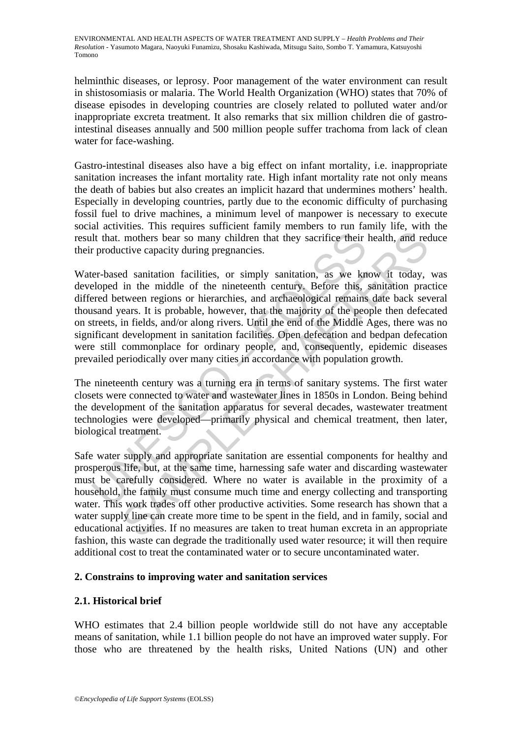helminthic diseases, or leprosy. Poor management of the water environment can result in shistosomiasis or malaria. The World Health Organization (WHO) states that 70% of disease episodes in developing countries are closely related to polluted water and/or inappropriate excreta treatment. It also remarks that six million children die of gastro-intestinal diseases annually and 500 million people suffer trachoma from lack of clean water for face-washing.

Gastro-intestinal diseases also have a big effect on infant mortality, i.e. inappropriate sanitation increases the infant mortality rate. High infant mortality rate not only means the death of babies but also creates an implicit hazard that undermines mothers' health. Especially in developing countries, partly due to the economic difficulty of purchasing fossil fuel to drive machines, a minimum level of manpower is necessary to execute social activities. This requires sufficient family members to run family life, with the result that. mothers bear so many children that they sacrifice their health, and reduce their productive capacity during pregnancies.

Water-based sanitation facilities, or simply sanitation, as we know it today, was developed in the middle of the nineteenth century. Before this, sanitation practice differed between regions or hierarchies, and archaeological remains date back several thousand years. It is probable, however, that the majority of the people then defecated on streets, in fields, and/or along rivers. Until the end of the Middle Ages, there was no significant development in sanitation facilities. Open defecation and bedpan defecation were still commonplace for ordinary people, and, consequently, epidemic diseases prevailed periodically over many cities in accordance with population growth.

The nineteenth century was a turning era in terms of sanitary systems. The first water closets were connected to water and wastewater lines in 1850s in London. Being behind the development of the sanitation apparatus for several decades, wastewater treatment technologies were developed—primarily physical and chemical treatment, then later, biological treatment.

Safe water supply and appropriate sanitation are essential components for healthy and prosperous life, but, at the same time, harnessing safe water and discarding wastewater must be carefully considered. Where no water is available in the proximity of a household, the family must consume much time and energy collecting and transporting water. This work trades off other productive activities. Some research has shown that a water supply line can create more time to be spent in the field, and in family, social and educational activities. If no measures are taken to treat human excreta in an appropriate fashion, this waste can degrade the traditionally used water resource; it will then require additional cost to treat the contaminated water or to secure uncontaminated water.

## 2. Constrains to improving water and sanitation services

### 2.1. Historical brief

WHO estimates that 2.4 billion people worldwide still do not have any acceptable means of sanitation, while 1.1 billion people do not have an improved water supply. For those who are threatened by the health risks, United Nations (UN) and other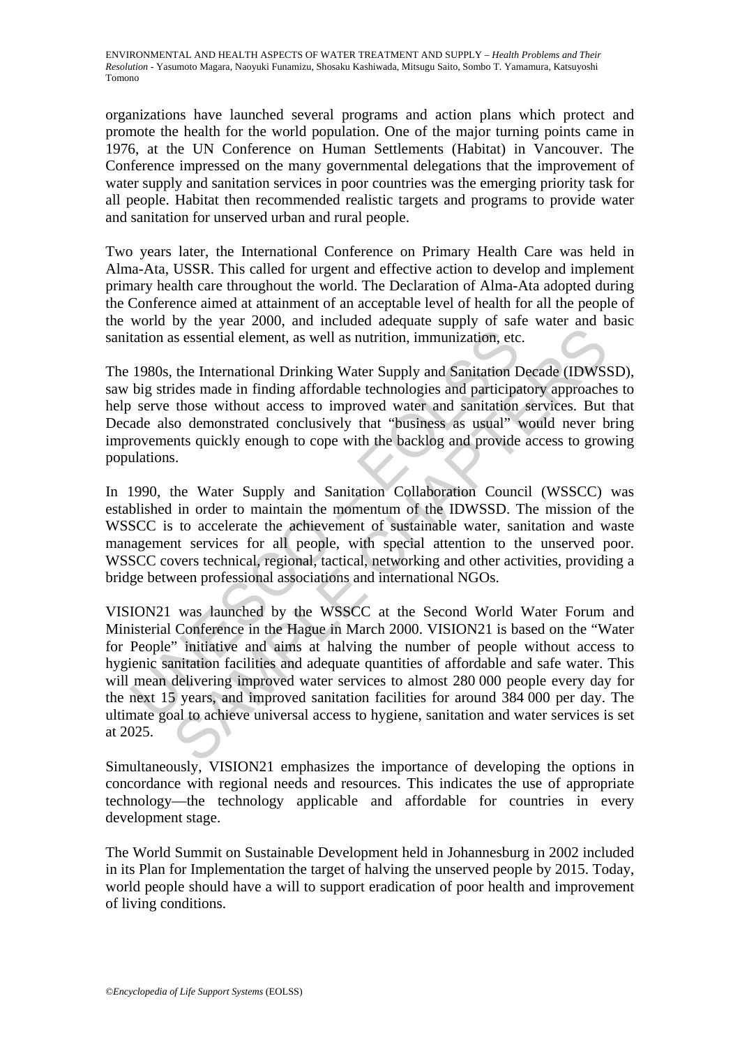organizations have launched several programs and action plans which protect and promote the health for the world population. One of the major turning points came in 1976, at the UN Conference on Human Settlements (Habitat) in Vancouver. The Conference impressed on the many governmental delegations that the improvement of water supply and sanitation services in poor countries was the emerging priority task for all people. Habitat then recommended realistic targets and programs to provide water and sanitation for unserved urban and rural people.

Two years later, the International Conference on Primary Health Care was held in Alma-Ata, USSR. This called for urgent and effective action to develop and implement primary health care throughout the world. The Declaration of Alma-Ata adopted during the Conference aimed at attainment of an acceptable level of health for all the people of the world by the year 2000, and included adequate supply of safe water and basic sanitation as essential element, as well as nutrition, immunization, etc.

The 1980s, the International Drinking Water Supply and Sanitation Decade (IDWSSD), saw big strides made in finding affordable technologies and participatory approaches to help serve those without access to improved water and sanitation services. But that Decade also demonstrated conclusively that "business as usual" would never bring improvements quickly enough to cope with the backlog and provide access to growing populations.

In 1990, the Water Supply and Sanitation Collaboration Council (WSSCC) was established in order to maintain the momentum of the IDWSSD. The mission of the WSSCC is to accelerate the achievement of sustainable water, sanitation and waste management services for all people, with special attention to the unserved poor. WSSCC covers technical, regional, tactical, networking and other activities, providing a bridge between professional associations and international NGOs.

VISION21 was launched by the WSSCC at the Second World Water Forum and Ministerial Conference in the Hague in March 2000. VISION21 is based on the "Water for People" initiative and aims at halving the number of people without access to hygienic sanitation facilities and adequate quantities of affordable and safe water. This will mean delivering improved water services to almost 280 000 people every day for the next 15 years, and improved sanitation facilities for around 384 000 per day. The ultimate goal to achieve universal access to hygiene, sanitation and water services is set at 2025.

Simultaneously, VISION21 emphasizes the importance of developing the options in concordance with regional needs and resources. This indicates the use of appropriate technology—the technology applicable and affordable for countries in every development stage.

The World Summit on Sustainable Development held in Johannesburg in 2002 included in its Plan for Implementation the target of halving the unserved people by 2015. Today, world people should have a will to support eradication of poor health and improvement of living conditions.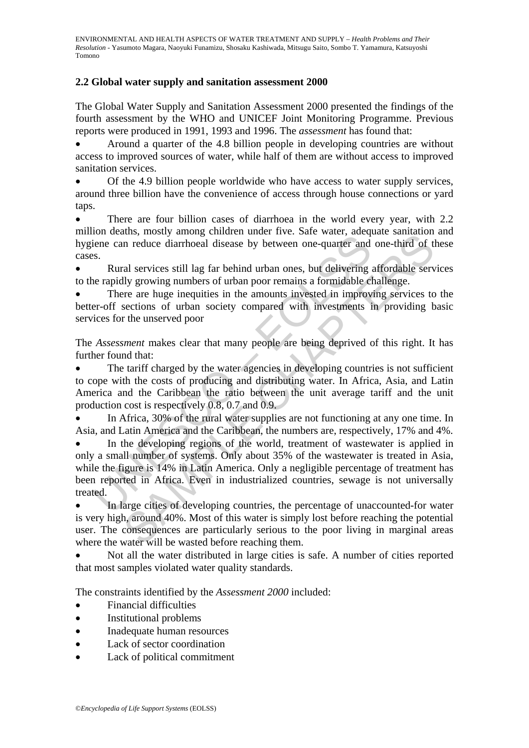## 2.2 Global water supply and sanitation assessment 2000

The Global Water Supply and Sanitation Assessment 2000 presented the findings of the fourth assessment by the WHO and UNICEF Joint Monitoring Programme. Previous reports were produced in 1991, 1993 and 1996. The *assessment* has found that:

- Around a quarter of the 4.8 billion people in developing countries are without access to improved sources of water, while half of them are without access to improved sanitation services.
- Of the 4.9 billion people worldwide who have access to water supply services, around three billion have the convenience of access through house connections or yard taps.
- There are four billion cases of diarrhoea in the world every year, with 2.2 million deaths, mostly among children under five. Safe water, adequate sanitation and hygiene can reduce diarrhoeal disease by between one-quarter and one-third of these cases.
- Rural services still lag far behind urban ones, but delivering affordable services to the rapidly growing numbers of urban poor remains a formidable challenge.
- There are huge inequities in the amounts invested in improving services to the better-off sections of urban society compared with investments in providing basic services for the unserved poor

The *Assessment* makes clear that many people are being deprived of this right. It has further found that:

- The tariff charged by the water agencies in developing countries is not sufficient to cope with the costs of producing and distributing water. In Africa, Asia, and Latin America and the Caribbean the ratio between the unit average tariff and the unit production cost is respectively 0.8, 0.7 and 0.9.
- In Africa, 30% of the rural water supplies are not functioning at any one time. In Asia, and Latin America and the Caribbean, the numbers are, respectively, 17% and 4%.
- In the developing regions of the world, treatment of wastewater is applied in only a small number of systems. Only about 35% of the wastewater is treated in Asia, while the figure is 14% in Latin America. Only a negligible percentage of treatment has been reported in Africa. Even in industrialized countries, sewage is not universally treated.
- In large cities of developing countries, the percentage of unaccounted-for water is very high, around 40%. Most of this water is simply lost before reaching the potential user. The consequences are particularly serious to the poor living in marginal areas where the water will be wasted before reaching them.
- Not all the water distributed in large cities is safe. A number of cities reported that most samples violated water quality standards.

The constraints identified by the *Assessment 2000* included:

- Financial difficulties
- Institutional problems
- Inadequate human resources
- Lack of sector coordination
- Lack of political commitment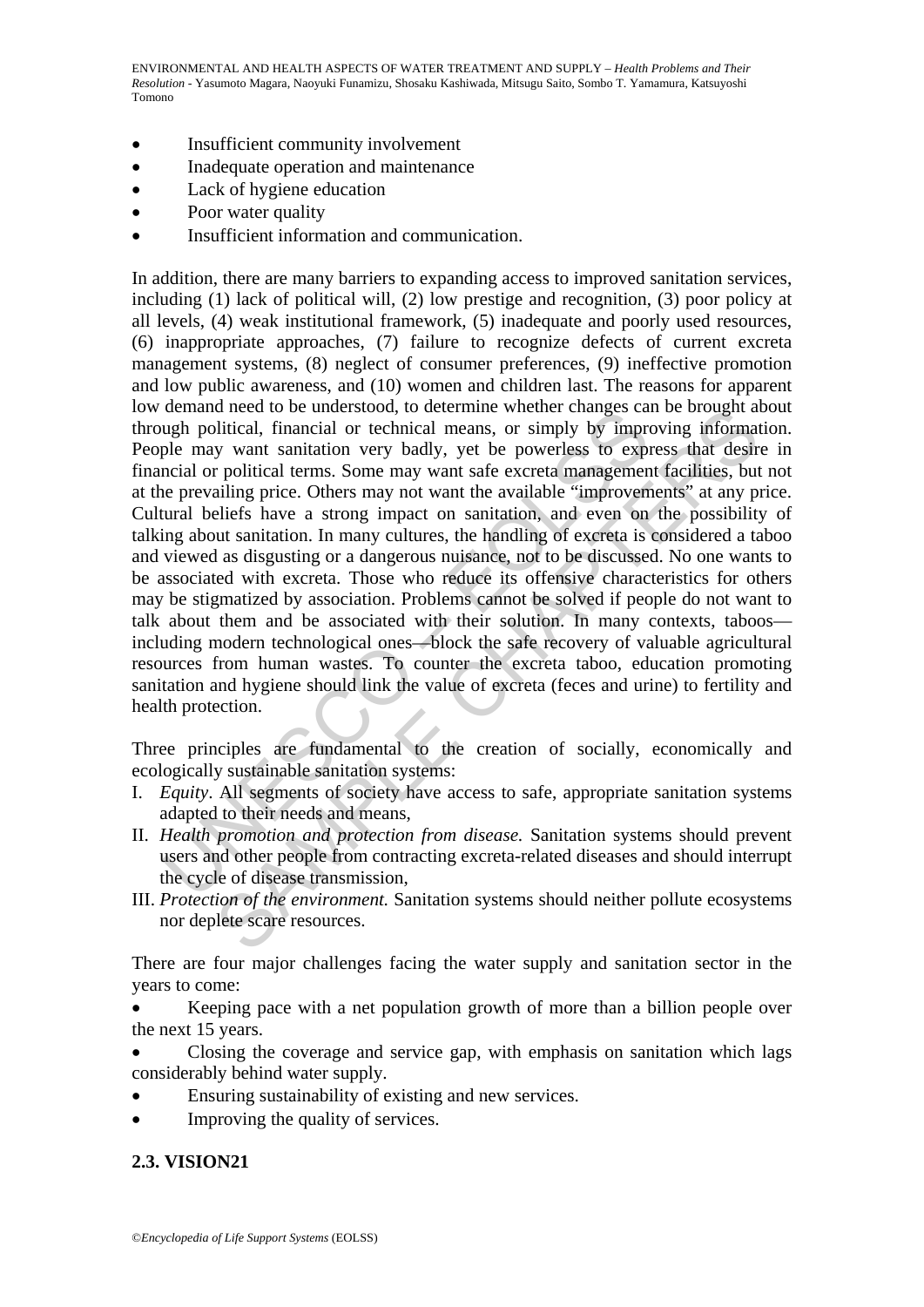- Insufficient community involvement
- Inadequate operation and maintenance
- Lack of hygiene education
- Poor water quality
- Insufficient information and communication.

In addition, there are many barriers to expanding access to improved sanitation services, including (1) lack of political will, (2) low prestige and recognition, (3) poor policy at all levels, (4) weak institutional framework, (5) inadequate and poorly used resources, (6) inappropriate approaches, (7) failure to recognize defects of current excreta management systems, (8) neglect of consumer preferences, (9) ineffective promotion and low public awareness, and (10) women and children last. The reasons for apparent low demand need to be understood, to determine whether changes can be brought about through political, financial or technical means, or simply by improving information. People may want sanitation very badly, yet be powerless to express that desire in financial or political terms. Some may want safe excreta management facilities, but not at the prevailing price. Others may not want the available "improvements" at any price. Cultural beliefs have a strong impact on sanitation, and even on the possibility of talking about sanitation. In many cultures, the handling of excreta is considered a taboo and viewed as disgusting or a dangerous nuisance, not to be discussed. No one wants to be associated with excreta. Those who reduce its offensive characteristics for others may be stigmatized by association. Problems cannot be solved if people do not want to talk about them and be associated with their solution. In many contexts, taboos—including modern technological ones—block the safe recovery of valuable agricultural resources from human wastes. To counter the excreta taboo, education promoting sanitation and hygiene should link the value of excreta (feces and urine) to fertility and health protection.

Three principles are fundamental to the creation of socially, economically and ecologically sustainable sanitation systems:

I. *Equity*. All segments of society have access to safe, appropriate sanitation systems adapted to their needs and means,
II. *Health promotion and protection from disease.* Sanitation systems should prevent users and other people from contracting excreta-related diseases and should interrupt the cycle of disease transmission,
III. *Protection of the environment.* Sanitation systems should neither pollute ecosystems nor deplete scare resources.

There are four major challenges facing the water supply and sanitation sector in the years to come:

- Keeping pace with a net population growth of more than a billion people over the next 15 years.
- Closing the coverage and service gap, with emphasis on sanitation which lags considerably behind water supply.
- Ensuring sustainability of existing and new services.
- Improving the quality of services.

## 2.3. VISION21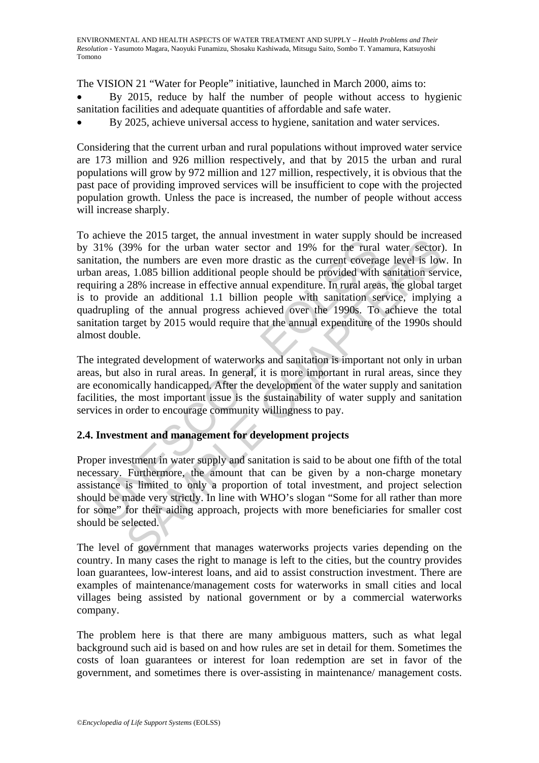The VISION 21 "Water for People" initiative, launched in March 2000, aims to:

- By 2015, reduce by half the number of people without access to hygienic sanitation facilities and adequate quantities of affordable and safe water.
- By 2025, achieve universal access to hygiene, sanitation and water services.

Considering that the current urban and rural populations without improved water service are 173 million and 926 million respectively, and that by 2015 the urban and rural populations will grow by 972 million and 127 million, respectively, it is obvious that the past pace of providing improved services will be insufficient to cope with the projected population growth. Unless the pace is increased, the number of people without access will increase sharply.

To achieve the 2015 target, the annual investment in water supply should be increased by 31% (39% for the urban water sector and 19% for the rural water sector). In sanitation, the numbers are even more drastic as the current coverage level is low. In urban areas, 1.085 billion additional people should be provided with sanitation service, requiring a 28% increase in effective annual expenditure. In rural areas, the global target is to provide an additional 1.1 billion people with sanitation service, implying a quadrupling of the annual progress achieved over the 1990s. To achieve the total sanitation target by 2015 would require that the annual expenditure of the 1990s should almost double.

The integrated development of waterworks and sanitation is important not only in urban areas, but also in rural areas. In general, it is more important in rural areas, since they are economically handicapped. After the development of the water supply and sanitation facilities, the most important issue is the sustainability of water supply and sanitation services in order to encourage community willingness to pay.

## 2.4. Investment and management for development projects

Proper investment in water supply and sanitation is said to be about one fifth of the total necessary. Furthermore, the amount that can be given by a non-charge monetary assistance is limited to only a proportion of total investment, and project selection should be made very strictly. In line with WHO's slogan "Some for all rather than more for some" for their aiding approach, projects with more beneficiaries for smaller cost should be selected.

The level of government that manages waterworks projects varies depending on the country. In many cases the right to manage is left to the cities, but the country provides loan guarantees, low-interest loans, and aid to assist construction investment. There are examples of maintenance/management costs for waterworks in small cities and local villages being assisted by national government or by a commercial waterworks company.

The problem here is that there are many ambiguous matters, such as what legal background such aid is based on and how rules are set in detail for them. Sometimes the costs of loan guarantees or interest for loan redemption are set in favor of the government, and sometimes there is over-assisting in maintenance/ management costs.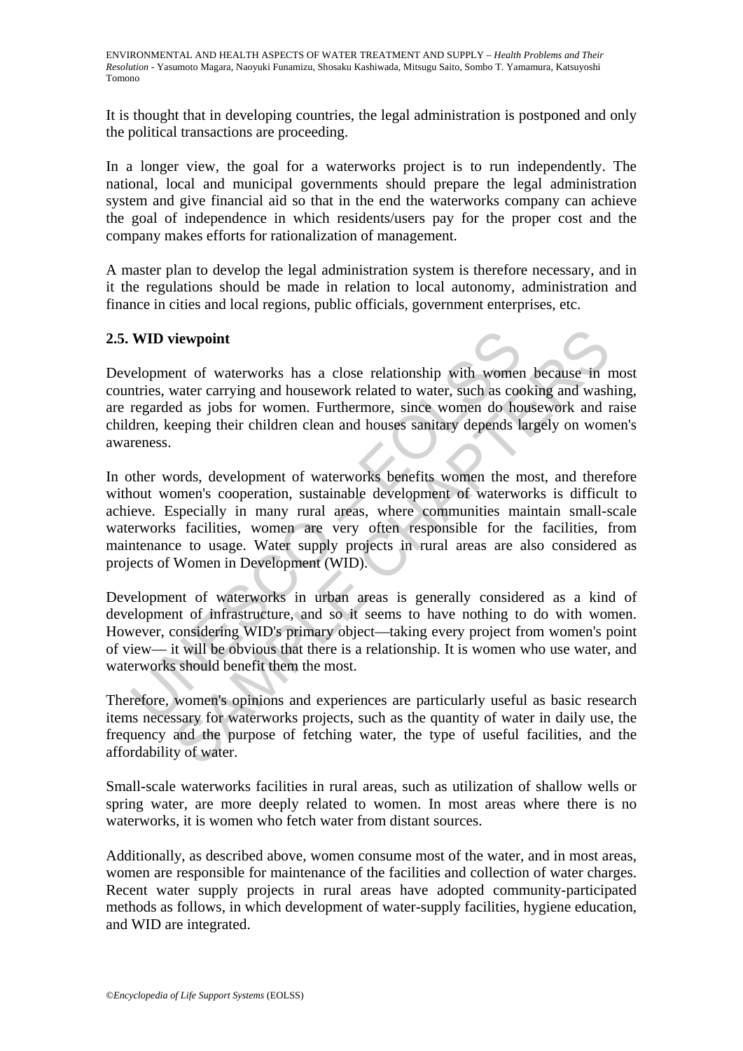It is thought that in developing countries, the legal administration is postponed and only the political transactions are proceeding.

In a longer view, the goal for a waterworks project is to run independently. The national, local and municipal governments should prepare the legal administration system and give financial aid so that in the end the waterworks company can achieve the goal of independence in which residents/users pay for the proper cost and the company makes efforts for rationalization of management.

A master plan to develop the legal administration system is therefore necessary, and in it the regulations should be made in relation to local autonomy, administration and finance in cities and local regions, public officials, government enterprises, etc.

## 2.5. WID viewpoint

Development of waterworks has a close relationship with women because in most countries, water carrying and housework related to water, such as cooking and washing, are regarded as jobs for women. Furthermore, since women do housework and raise children, keeping their children clean and houses sanitary depends largely on women's awareness.

In other words, development of waterworks benefits women the most, and therefore without women's cooperation, sustainable development of waterworks is difficult to achieve. Especially in many rural areas, where communities maintain small-scale waterworks facilities, women are very often responsible for the facilities, from maintenance to usage. Water supply projects in rural areas are also considered as projects of Women in Development (WID).

Development of waterworks in urban areas is generally considered as a kind of development of infrastructure, and so it seems to have nothing to do with women. However, considering WID's primary object—taking every project from women's point of view— it will be obvious that there is a relationship. It is women who use water, and waterworks should benefit them the most.

Therefore, women's opinions and experiences are particularly useful as basic research items necessary for waterworks projects, such as the quantity of water in daily use, the frequency and the purpose of fetching water, the type of useful facilities, and the affordability of water.

Small-scale waterworks facilities in rural areas, such as utilization of shallow wells or spring water, are more deeply related to women. In most areas where there is no waterworks, it is women who fetch water from distant sources.

Additionally, as described above, women consume most of the water, and in most areas, women are responsible for maintenance of the facilities and collection of water charges. Recent water supply projects in rural areas have adopted community-participated methods as follows, in which development of water-supply facilities, hygiene education, and WID are integrated.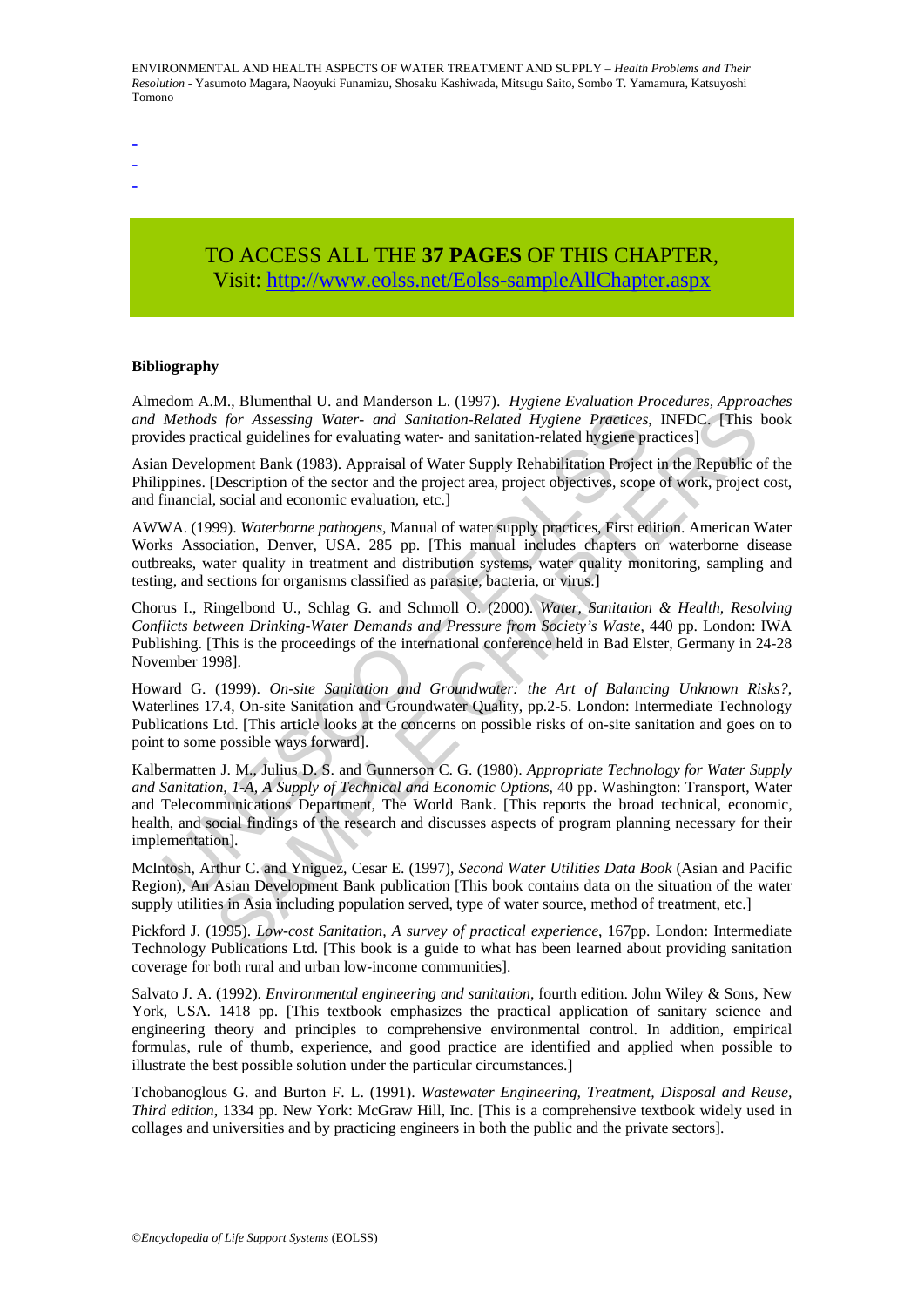-
-
-

TO ACCESS ALL THE **37 PAGES** OF THIS CHAPTER,
Visit: http://www.eolss.net/Eolss-sampleAllChapter.aspx

**Bibliography**

Almedom A.M., Blumenthal U. and Manderson L. (1997). *Hygiene Evaluation Procedures, Approaches and Methods for Assessing Water- and Sanitation-Related Hygiene Practices*, INFDC. [This book provides practical guidelines for evaluating water- and sanitation-related hygiene practices]

Asian Development Bank (1983). Appraisal of Water Supply Rehabilitation Project in the Republic of the Philippines. [Description of the sector and the project area, project objectives, scope of work, project cost, and financial, social and economic evaluation, etc.]

AWWA. (1999). *Waterborne pathogens*, Manual of water supply practices, First edition. American Water Works Association, Denver, USA. 285 pp. [This manual includes chapters on waterborne disease outbreaks, water quality in treatment and distribution systems, water quality monitoring, sampling and testing, and sections for organisms classified as parasite, bacteria, or virus.]

Chorus I., Ringelbond U., Schlag G. and Schmoll O. (2000). *Water, Sanitation & Health, Resolving Conflicts between Drinking-Water Demands and Pressure from Society's Waste*, 440 pp. London: IWA Publishing. [This is the proceedings of the international conference held in Bad Elster, Germany in 24-28 November 1998].

Howard G. (1999). *On-site Sanitation and Groundwater: the Art of Balancing Unknown Risks?*, Waterlines 17.4, On-site Sanitation and Groundwater Quality, pp.2-5. London: Intermediate Technology Publications Ltd. [This article looks at the concerns on possible risks of on-site sanitation and goes on to point to some possible ways forward].

Kalbermatten J. M., Julius D. S. and Gunnerson C. G. (1980). *Appropriate Technology for Water Supply and Sanitation, 1-A, A Supply of Technical and Economic Options*, 40 pp. Washington: Transport, Water and Telecommunications Department, The World Bank. [This reports the broad technical, economic, health, and social findings of the research and discusses aspects of program planning necessary for their implementation].

McIntosh, Arthur C. and Yniguez, Cesar E. (1997), *Second Water Utilities Data Book* (Asian and Pacific Region), An Asian Development Bank publication [This book contains data on the situation of the water supply utilities in Asia including population served, type of water source, method of treatment, etc.]

Pickford J. (1995). *Low-cost Sanitation, A survey of practical experience*, 167pp. London: Intermediate Technology Publications Ltd. [This book is a guide to what has been learned about providing sanitation coverage for both rural and urban low-income communities].

Salvato J. A. (1992). *Environmental engineering and sanitation*, fourth edition. John Wiley & Sons, New York, USA. 1418 pp. [This textbook emphasizes the practical application of sanitary science and engineering theory and principles to comprehensive environmental control. In addition, empirical formulas, rule of thumb, experience, and good practice are identified and applied when possible to illustrate the best possible solution under the particular circumstances.]

Tchobanoglous G. and Burton F. L. (1991). *Wastewater Engineering, Treatment, Disposal and Reuse, Third edition*, 1334 pp. New York: McGraw Hill, Inc. [This is a comprehensive textbook widely used in collages and universities and by practicing engineers in both the public and the private sectors].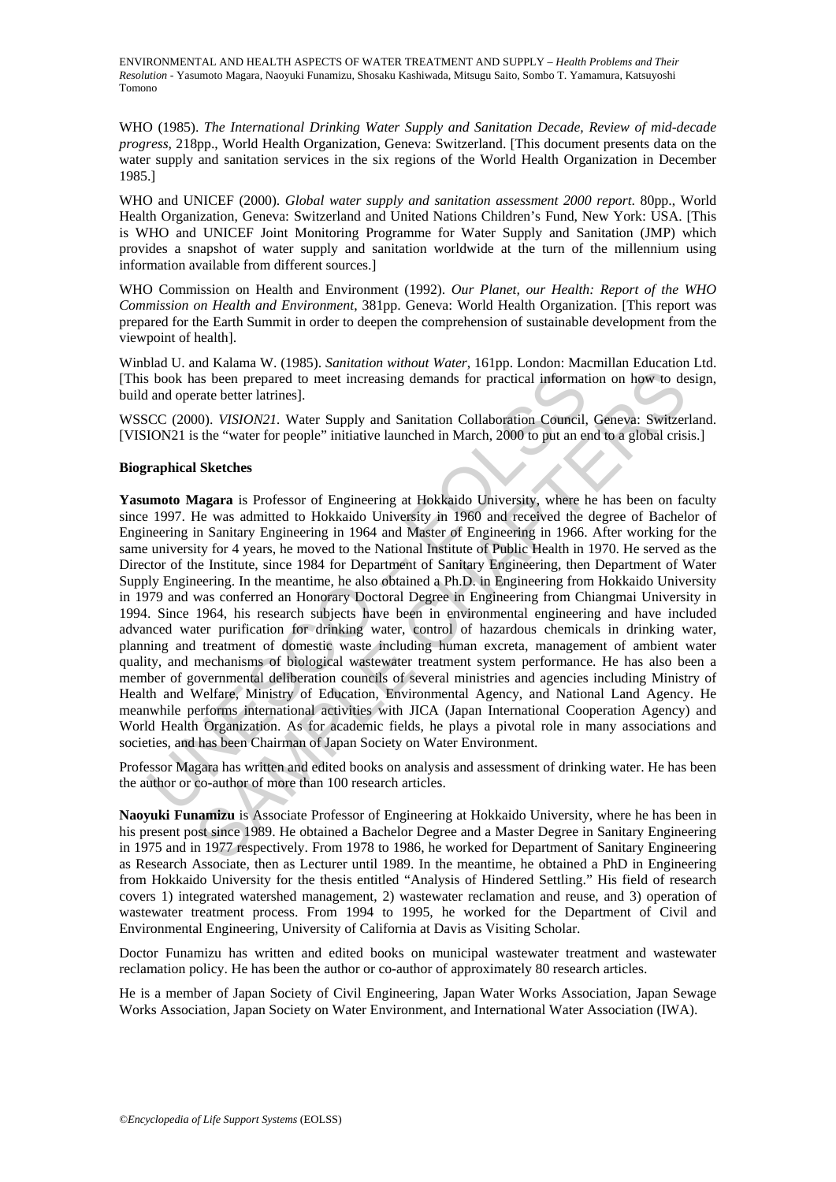WHO (1985). *The International Drinking Water Supply and Sanitation Decade, Review of mid-decade progress,* 218pp., World Health Organization, Geneva: Switzerland. [This document presents data on the water supply and sanitation services in the six regions of the World Health Organization in December 1985.]

WHO and UNICEF (2000). *Global water supply and sanitation assessment 2000 report*. 80pp., World Health Organization, Geneva: Switzerland and United Nations Children's Fund, New York: USA. [This is WHO and UNICEF Joint Monitoring Programme for Water Supply and Sanitation (JMP) which provides a snapshot of water supply and sanitation worldwide at the turn of the millennium using information available from different sources.]

WHO Commission on Health and Environment (1992). *Our Planet, our Health: Report of the WHO Commission on Health and Environment,* 381pp. Geneva: World Health Organization. [This report was prepared for the Earth Summit in order to deepen the comprehension of sustainable development from the viewpoint of health].

Winblad U. and Kalama W. (1985). *Sanitation without Water,* 161pp. London: Macmillan Education Ltd. [This book has been prepared to meet increasing demands for practical information on how to design, build and operate better latrines].

WSSCC (2000). *VISION21.* Water Supply and Sanitation Collaboration Council, Geneva: Switzerland. [VISION21 is the "water for people" initiative launched in March, 2000 to put an end to a global crisis.]

**Biographical Sketches**

**Yasumoto Magara** is Professor of Engineering at Hokkaido University, where he has been on faculty since 1997. He was admitted to Hokkaido University in 1960 and received the degree of Bachelor of Engineering in Sanitary Engineering in 1964 and Master of Engineering in 1966. After working for the same university for 4 years, he moved to the National Institute of Public Health in 1970. He served as the Director of the Institute, since 1984 for Department of Sanitary Engineering, then Department of Water Supply Engineering. In the meantime, he also obtained a Ph.D. in Engineering from Hokkaido University in 1979 and was conferred an Honorary Doctoral Degree in Engineering from Chiangmai University in 1994. Since 1964, his research subjects have been in environmental engineering and have included advanced water purification for drinking water, control of hazardous chemicals in drinking water, planning and treatment of domestic waste including human excreta, management of ambient water quality, and mechanisms of biological wastewater treatment system performance. He has also been a member of governmental deliberation councils of several ministries and agencies including Ministry of Health and Welfare, Ministry of Education, Environmental Agency, and National Land Agency. He meanwhile performs international activities with JICA (Japan International Cooperation Agency) and World Health Organization. As for academic fields, he plays a pivotal role in many associations and societies, and has been Chairman of Japan Society on Water Environment.

Professor Magara has written and edited books on analysis and assessment of drinking water. He has been the author or co-author of more than 100 research articles.

**Naoyuki Funamizu** is Associate Professor of Engineering at Hokkaido University, where he has been in his present post since 1989. He obtained a Bachelor Degree and a Master Degree in Sanitary Engineering in 1975 and in 1977 respectively. From 1978 to 1986, he worked for Department of Sanitary Engineering as Research Associate, then as Lecturer until 1989. In the meantime, he obtained a PhD in Engineering from Hokkaido University for the thesis entitled "Analysis of Hindered Settling." His field of research covers 1) integrated watershed management, 2) wastewater reclamation and reuse, and 3) operation of wastewater treatment process. From 1994 to 1995, he worked for the Department of Civil and Environmental Engineering, University of California at Davis as Visiting Scholar.

Doctor Funamizu has written and edited books on municipal wastewater treatment and wastewater reclamation policy. He has been the author or co-author of approximately 80 research articles.

He is a member of Japan Society of Civil Engineering, Japan Water Works Association, Japan Sewage Works Association, Japan Society on Water Environment, and International Water Association (IWA).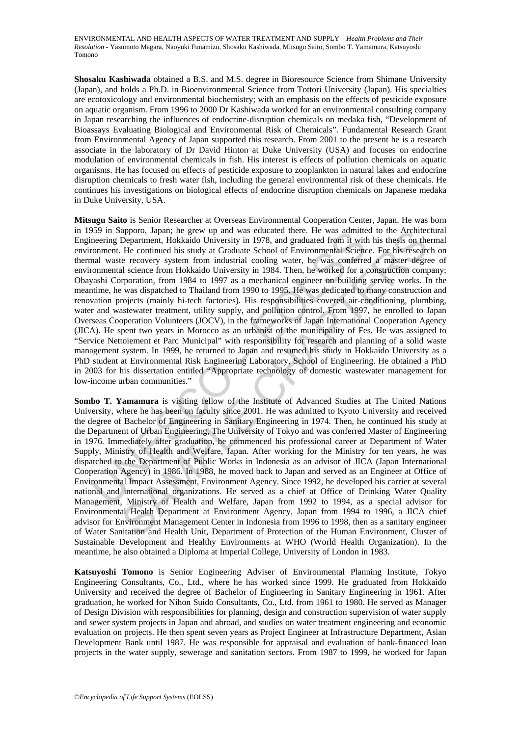**Shosaku Kashiwada** obtained a B.S. and M.S. degree in Bioresource Science from Shimane University (Japan), and holds a Ph.D. in Bioenvironmental Science from Tottori University (Japan). His specialties are ecotoxicology and environmental biochemistry; with an emphasis on the effects of pesticide exposure on aquatic organism. From 1996 to 2000 Dr Kashiwada worked for an environmental consulting company in Japan researching the influences of endocrine-disruption chemicals on medaka fish, "Development of Bioassays Evaluating Biological and Environmental Risk of Chemicals". Fundamental Research Grant from Environmental Agency of Japan supported this research. From 2001 to the present he is a research associate in the laboratory of Dr David Hinton at Duke University (USA) and focuses on endocrine modulation of environmental chemicals in fish. His interest is effects of pollution chemicals on aquatic organisms. He has focused on effects of pesticide exposure to zooplankton in natural lakes and endocrine disruption chemicals to fresh water fish, including the general environmental risk of these chemicals. He continues his investigations on biological effects of endocrine disruption chemicals on Japanese medaka in Duke University, USA.

**Mitsugu Saito** is Senior Researcher at Overseas Environmental Cooperation Center, Japan. He was born in 1959 in Sapporo, Japan; he grew up and was educated there. He was admitted to the Architectural Engineering Department, Hokkaido University in 1978, and graduated from it with his thesis on thermal environment. He continued his study at Graduate School of Environmental Science. For his research on thermal waste recovery system from industrial cooling water, he was conferred a master degree of environmental science from Hokkaido University in 1984. Then, he worked for a construction company; Obayashi Corporation, from 1984 to 1997 as a mechanical engineer on building service works. In the meantime, he was dispatched to Thailand from 1990 to 1995. He was dedicated to many construction and renovation projects (mainly hi-tech factories). His responsibilities covered air-conditioning, plumbing, water and wastewater treatment, utility supply, and pollution control. From 1997, he enrolled to Japan Overseas Cooperation Volunteers (JOCV), in the frameworks of Japan International Cooperation Agency (JICA). He spent two years in Morocco as an urbanist of the municipality of Fes. He was assigned to "Service Nettoiement et Parc Municipal" with responsibility for research and planning of a solid waste management system. In 1999, he returned to Japan and resumed his study in Hokkaido University as a PhD student at Environmental Risk Engineering Laboratory, School of Engineering. He obtained a PhD in 2003 for his dissertation entitled "Appropriate technology of domestic wastewater management for low-income urban communities."

**Sombo T. Yamamura** is visiting fellow of the Institute of Advanced Studies at The United Nations University, where he has been on faculty since 2001. He was admitted to Kyoto University and received the degree of Bachelor of Engineering in Sanitary Engineering in 1974. Then, he continued his study at the Department of Urban Engineering, The University of Tokyo and was conferred Master of Engineering in 1976. Immediately after graduation, he commenced his professional career at Department of Water Supply, Ministry of Health and Welfare, Japan. After working for the Ministry for ten years, he was dispatched to the Department of Public Works in Indonesia as an advisor of JICA (Japan International Cooperation Agency) in 1986. In 1988, he moved back to Japan and served as an Engineer at Office of Environmental Impact Assessment, Environment Agency. Since 1992, he developed his carrier at several national and international organizations. He served as a chief at Office of Drinking Water Quality Management, Ministry of Health and Welfare, Japan from 1992 to 1994, as a special advisor for Environmental Health Department at Environment Agency, Japan from 1994 to 1996, a JICA chief advisor for Environment Management Center in Indonesia from 1996 to 1998, then as a sanitary engineer of Water Sanitation and Health Unit, Department of Protection of the Human Environment, Cluster of Sustainable Development and Healthy Environments at WHO (World Health Organization). In the meantime, he also obtained a Diploma at Imperial College, University of London in 1983.

**Katsuyoshi Tomono** is Senior Engineering Adviser of Environmental Planning Institute, Tokyo Engineering Consultants, Co., Ltd., where he has worked since 1999. He graduated from Hokkaido University and received the degree of Bachelor of Engineering in Sanitary Engineering in 1961. After graduation, he worked for Nihon Suido Consultants, Co., Ltd. from 1961 to 1980. He served as Manager of Design Division with responsibilities for planning, design and construction supervision of water supply and sewer system projects in Japan and abroad, and studies on water treatment engineering and economic evaluation on projects. He then spent seven years as Project Engineer at Infrastructure Department, Asian Development Bank until 1987. He was responsible for appraisal and evaluation of bank-financed loan projects in the water supply, sewerage and sanitation sectors. From 1987 to 1999, he worked for Japan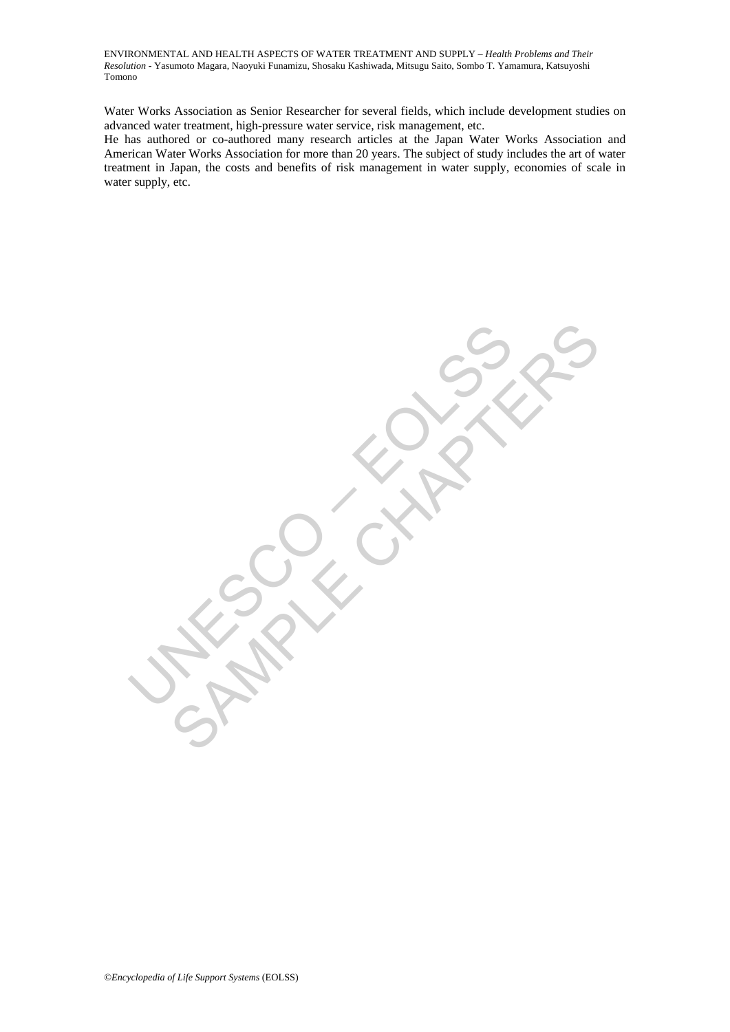Water Works Association as Senior Researcher for several fields, which include development studies on advanced water treatment, high-pressure water service, risk management, etc.

He has authored or co-authored many research articles at the Japan Water Works Association and American Water Works Association for more than 20 years. The subject of study includes the art of water treatment in Japan, the costs and benefits of risk management in water supply, economies of scale in water supply, etc.